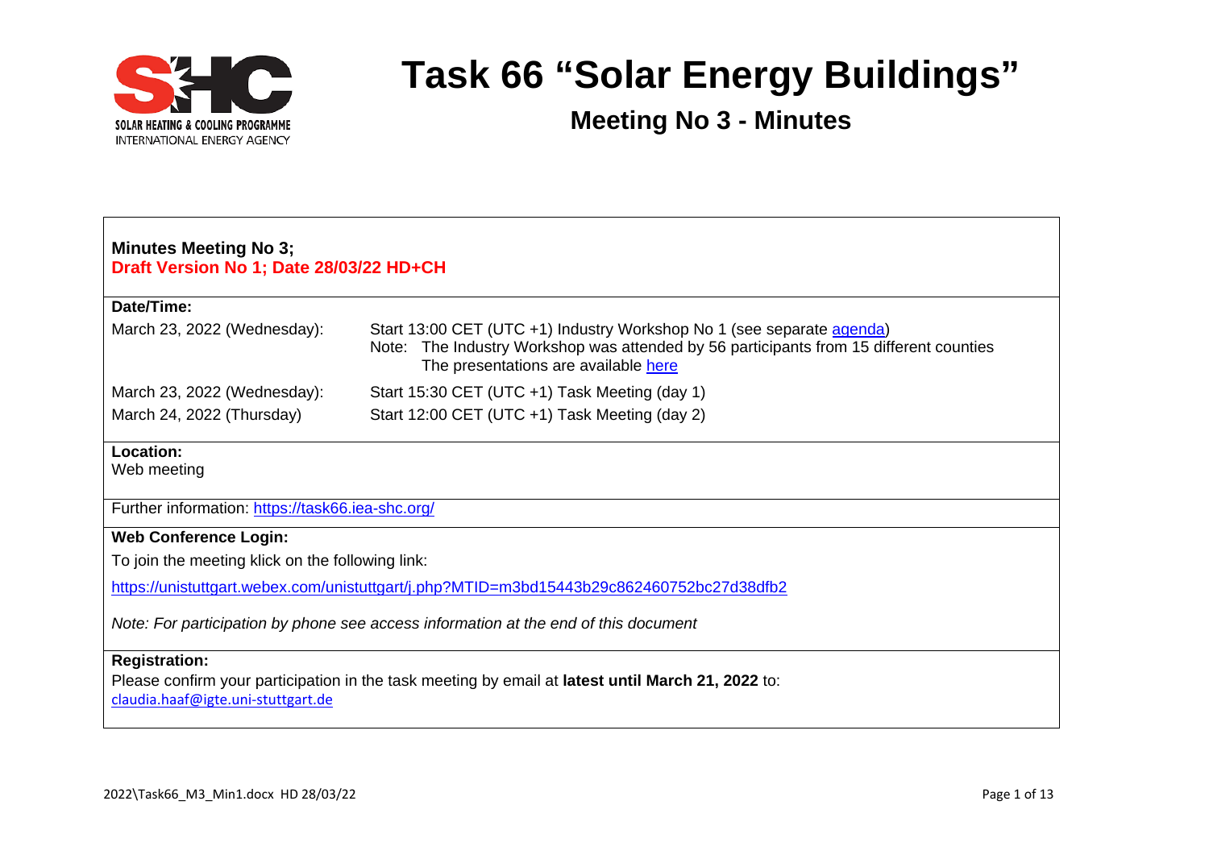SOLAR HEATING & COOLING PROGRAMME
INTERNATIONAL ENERGY AGENCY

# Task 66 "Solar Energy Buildings"

## Meeting No 3 - Minutes

**Minutes Meeting No 3;**
**Draft Version No 1; Date 28/03/22 HD+CH**

**Date/Time:**

| | |
|---|---|
| March 23, 2022 (Wednesday): | Start 13:00 CET (UTC +1) Industry Workshop No 1 (see separate agenda)<br>Note: The Industry Workshop was attended by 56 participants from 15 different counties<br>The presentations are available here |
| March 23, 2022 (Wednesday): | Start 15:30 CET (UTC +1) Task Meeting (day 1) |
| March 24, 2022 (Thursday) | Start 12:00 CET (UTC +1) Task Meeting (day 2) |

**Location:**
Web meeting

Further information: https://task66.iea-shc.org/

**Web Conference Login:**

To join the meeting klick on the following link:

https://unistuttgart.webex.com/unistuttgart/j.php?MTID=m3bd15443b29c862460752bc27d38dfb2

*Note: For participation by phone see access information at the end of this document*

**Registration:**
Please confirm your participation in the task meeting by email at **latest until March 21, 2022** to:
claudia.haaf@igte.uni-stuttgart.de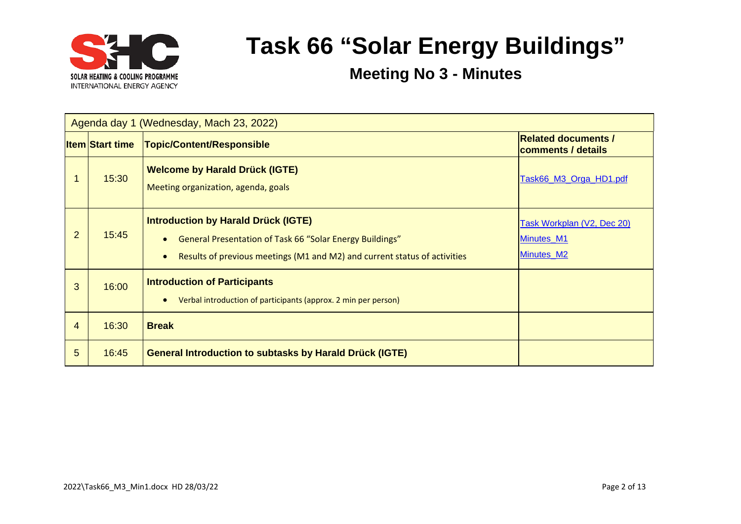# Task 66 "Solar Energy Buildings"

## Meeting No 3 - Minutes

| Agenda day 1 (Wednesday, Mach 23, 2022) | | | |
|---|---|---|---|
| **Item** | **Start time** | **Topic/Content/Responsible** | **Related documents / comments / details** |
| 1 | 15:30 | **Welcome by Harald Drück (IGTE)**<br>Meeting organization, agenda, goals | Task66_M3_Orga_HD1.pdf |
| 2 | 15:45 | **Introduction by Harald Drück (IGTE)**<br>• General Presentation of Task 66 "Solar Energy Buildings"<br>• Results of previous meetings (M1 and M2) and current status of activities | Task Workplan (V2, Dec 20)<br>Minutes_M1<br>Minutes_M2 |
| 3 | 16:00 | **Introduction of Participants**<br>• Verbal introduction of participants (approx. 2 min per person) | |
| 4 | 16:30 | **Break** | |
| 5 | 16:45 | **General Introduction to subtasks by Harald Drück (IGTE)** | |

2022\Task66_M3_Min1.docx HD 28/03/22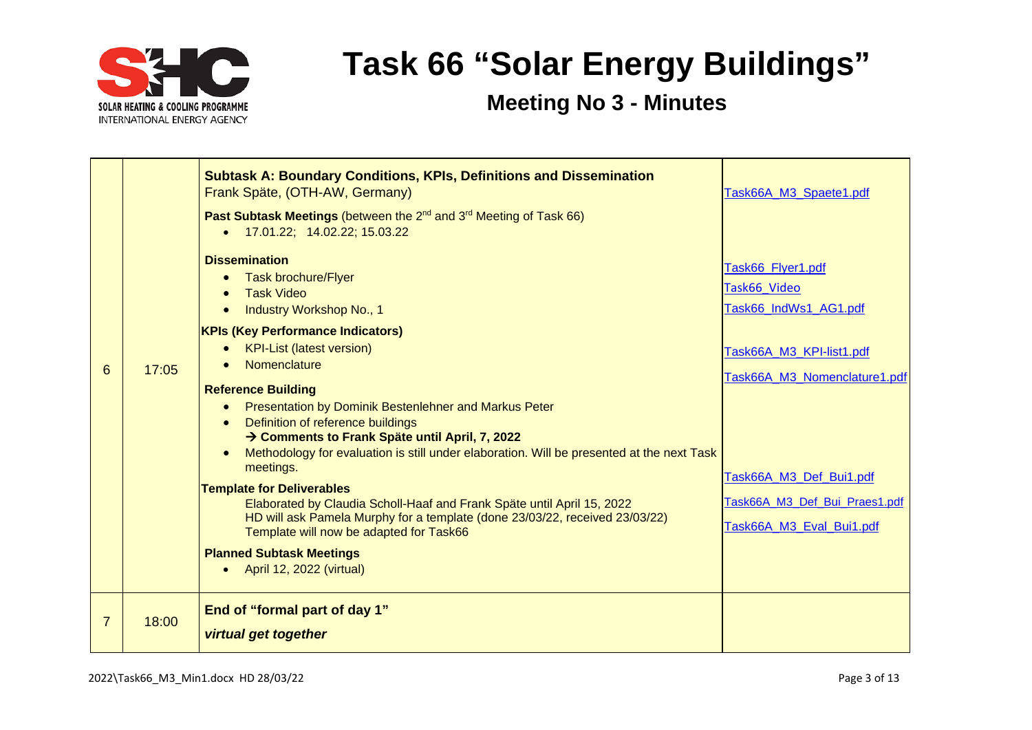# Task 66 "Solar Energy Buildings"

## Meeting No 3 - Minutes

| | | | |
|---|---|---|---|
| 6 | 17:05 | **Subtask A: Boundary Conditions, KPIs, Definitions and Dissemination**<br>Frank Späte, (OTH-AW, Germany)<br><br>**Past Subtask Meetings** (between the 2nd and 3rd Meeting of Task 66)<br>• 17.01.22; 14.02.22; 15.03.22<br><br>**Dissemination**<br>• Task brochure/Flyer<br>• Task Video<br>• Industry Workshop No., 1<br><br>**KPIs (Key Performance Indicators)**<br>• KPI-List (latest version)<br>• Nomenclature<br><br>**Reference Building**<br>• Presentation by Dominik Bestenlehner and Markus Peter<br>• Definition of reference buildings<br>→ **Comments to Frank Späte until April, 7, 2022**<br>• Methodology for evaluation is still under elaboration. Will be presented at the next Task meetings.<br><br>**Template for Deliverables**<br>Elaborated by Claudia Scholl-Haaf and Frank Späte until April 15, 2022<br>HD will ask Pamela Murphy for a template (done 23/03/22, received 23/03/22)<br>Template will now be adapted for Task66<br><br>**Planned Subtask Meetings**<br>• April 12, 2022 (virtual) | Task66A_M3_Spaete1.pdf<br><br>Task66_Flyer1.pdf<br>Task66_Video<br>Task66_IndWs1_AG1.pdf<br><br>Task66A_M3_KPI-list1.pdf<br>Task66A_M3_Nomenclature1.pdf<br><br>Task66A_M3_Def_Bui1.pdf<br>Task66A_M3_Def_Bui_Praes1.pdf<br>Task66A_M3_Eval_Bui1.pdf |
| 7 | 18:00 | **End of "formal part of day 1"**<br>***virtual get together*** | |

2022\Task66_M3_Min1.docx HD 28/03/22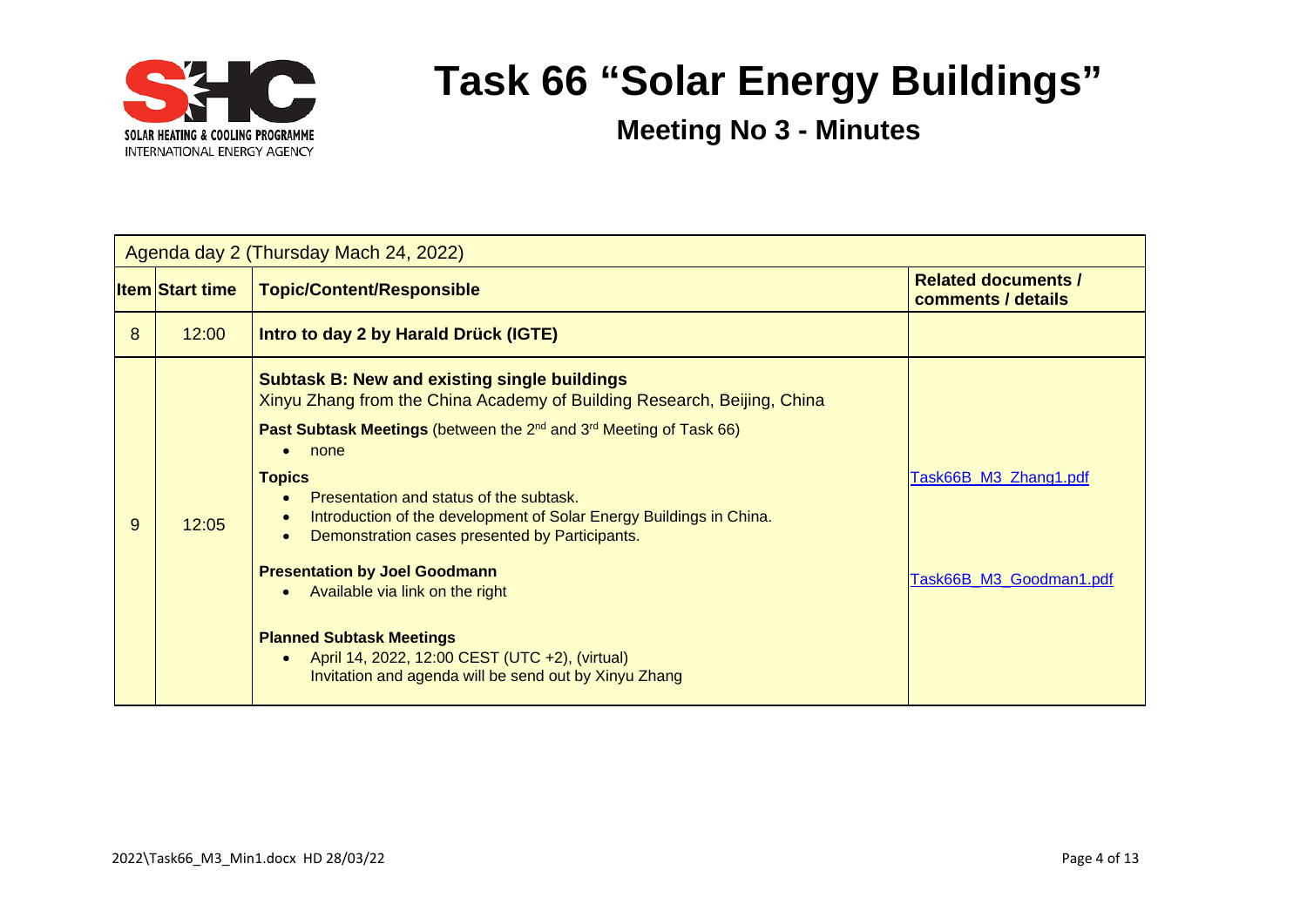# Task 66 "Solar Energy Buildings"

## Meeting No 3 - Minutes

| Agenda day 2 (Thursday Mach 24, 2022) | | | |
|---|---|---|---|
| **Item** | **Start time** | **Topic/Content/Responsible** | **Related documents / comments / details** |
| 8 | 12:00 | **Intro to day 2 by Harald Drück (IGTE)** | |
| 9 | 12:05 | **Subtask B: New and existing single buildings**<br>Xinyu Zhang from the China Academy of Building Research, Beijing, China<br><br>**Past Subtask Meetings** (between the 2nd and 3rd Meeting of Task 66)<br>• none<br><br>**Topics**<br>• Presentation and status of the subtask.<br>• Introduction of the development of Solar Energy Buildings in China.<br>• Demonstration cases presented by Participants.<br><br>**Presentation by Joel Goodmann**<br>• Available via link on the right<br><br>**Planned Subtask Meetings**<br>• April 14, 2022, 12:00 CEST (UTC +2), (virtual)<br>Invitation and agenda will be send out by Xinyu Zhang | Task66B_M3_Zhang1.pdf<br><br>Task66B_M3_Goodman1.pdf |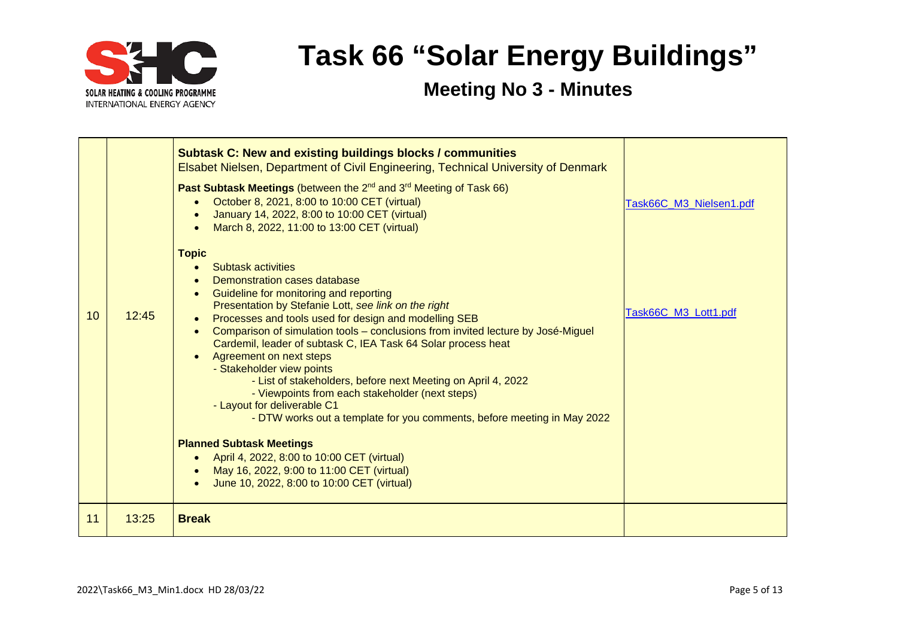# Task 66 "Solar Energy Buildings"

## Meeting No 3 - Minutes

| | | | |
|---|---|---|---|
| 10 | 12:45 | **Subtask C: New and existing buildings blocks / communities**<br>Elsabet Nielsen, Department of Civil Engineering, Technical University of Denmark<br><br>**Past Subtask Meetings** (between the 2nd and 3rd Meeting of Task 66)<br>• October 8, 2021, 8:00 to 10:00 CET (virtual)<br>• January 14, 2022, 8:00 to 10:00 CET (virtual)<br>• March 8, 2022, 11:00 to 13:00 CET (virtual)<br><br>**Topic**<br>• Subtask activities<br>• Demonstration cases database<br>• Guideline for monitoring and reporting<br>Presentation by Stefanie Lott, *see link on the right*<br>• Processes and tools used for design and modelling SEB<br>• Comparison of simulation tools – conclusions from invited lecture by José-Miguel Cardemil, leader of subtask C, IEA Task 64 Solar process heat<br>• Agreement on next steps<br>- Stakeholder view points<br>- List of stakeholders, before next Meeting on April 4, 2022<br>- Viewpoints from each stakeholder (next steps)<br>- Layout for deliverable C1<br>- DTW works out a template for you comments, before meeting in May 2022<br><br>**Planned Subtask Meetings**<br>• April 4, 2022, 8:00 to 10:00 CET (virtual)<br>• May 16, 2022, 9:00 to 11:00 CET (virtual)<br>• June 10, 2022, 8:00 to 10:00 CET (virtual) | Task66C_M3_Nielsen1.pdf<br><br>Task66C_M3_Lott1.pdf |
| 11 | 13:25 | **Break** | |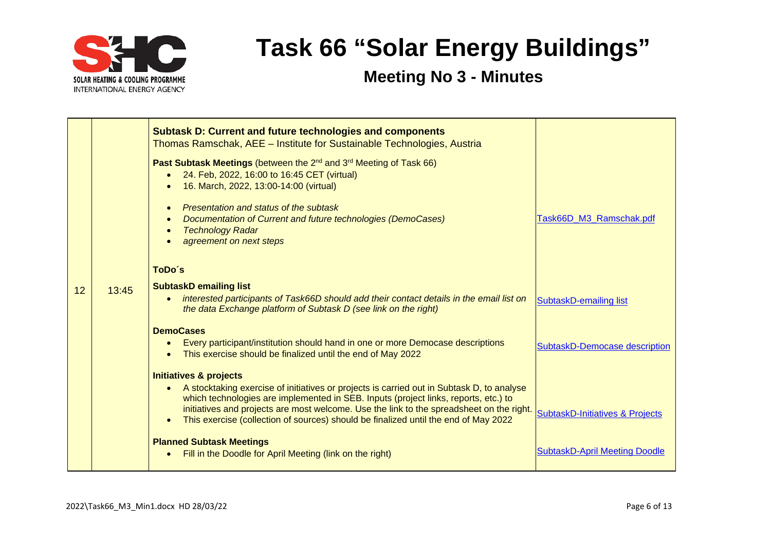# Task 66 "Solar Energy Buildings"

## Meeting No 3 - Minutes

| | | | |
|---|---|---|---|
| 12 | 13:45 | **Subtask D: Current and future technologies and components**<br>Thomas Ramschak, AEE – Institute for Sustainable Technologies, Austria<br><br>**Past Subtask Meetings** (between the 2nd and 3rd Meeting of Task 66)<br>• 24. Feb, 2022, 16:00 to 16:45 CET (virtual)<br>• 16. March, 2022, 13:00-14:00 (virtual)<br><br>• *Presentation and status of the subtask*<br>• *Documentation of Current and future technologies (DemoCases)*<br>• *Technology Radar*<br>• *agreement on next steps* | Task66D_M3_Ramschak.pdf |
| | | **ToDo´s**<br><br>**SubtaskD emailing list**<br>• *interested participants of Task66D should add their contact details in the email list on the data Exchange platform of Subtask D (see link on the right)* | SubtaskD-emailing list |
| | | **DemoCases**<br>• Every participant/institution should hand in one or more Democase descriptions<br>• This exercise should be finalized until the end of May 2022 | SubtaskD-Democase description |
| | | **Initiatives & projects**<br>• A stocktaking exercise of initiatives or projects is carried out in Subtask D, to analyse which technologies are implemented in SEB. Inputs (project links, reports, etc.) to initiatives and projects are most welcome. Use the link to the spreadsheet on the right.<br>• This exercise (collection of sources) should be finalized until the end of May 2022 | SubtaskD-Initiatives & Projects |
| | | **Planned Subtask Meetings**<br>• Fill in the Doodle for April Meeting (link on the right) | SubtaskD-April Meeting Doodle |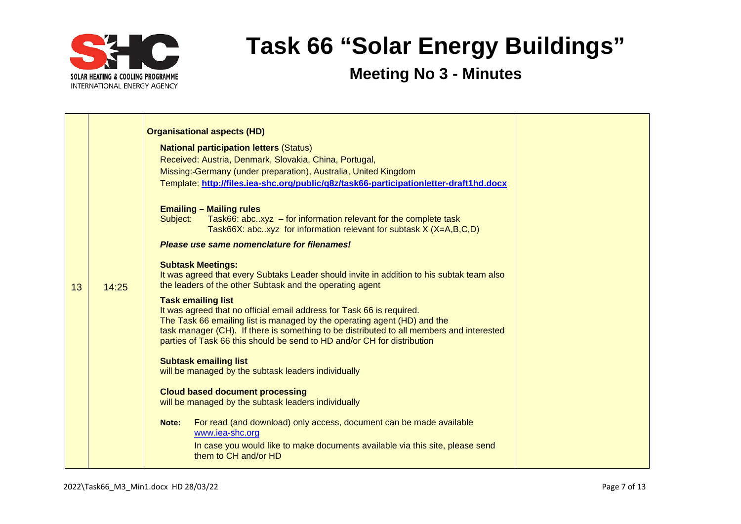# Task 66 "Solar Energy Buildings"

## Meeting No 3 - Minutes

| | | | |
|---|---|---|---|
| 13 | 14:25 | **Organisational aspects (HD)**<br><br>**National participation letters** (Status)<br>Received: Austria, Denmark, Slovakia, China, Portugal,<br>Missing:-Germany (under preparation), Australia, United Kingdom<br>Template: **http://files.iea-shc.org/public/q8z/task66-participationletter-draft1hd.docx**<br><br>**Emailing – Mailing rules**<br>Subject: Task66: abc..xyz – for information relevant for the complete task<br>Task66X: abc..xyz for information relevant for subtask X (X=A,B,C,D)<br><br>***Please use same nomenclature for filenames!***<br><br>**Subtask Meetings:**<br>It was agreed that every Subtaks Leader should invite in addition to his subtak team also the leaders of the other Subtask and the operating agent<br><br>**Task emailing list**<br>It was agreed that no official email address for Task 66 is required.<br>The Task 66 emailing list is managed by the operating agent (HD) and the task manager (CH). If there is something to be distributed to all members and interested parties of Task 66 this should be send to HD and/or CH for distribution<br><br>**Subtask emailing list**<br>will be managed by the subtask leaders individually<br><br>**Cloud based document processing**<br>will be managed by the subtask leaders individually<br><br>**Note:** For read (and download) only access, document can be made available www.iea-shc.org<br>In case you would like to make documents available via this site, please send them to CH and/or HD | |

2022\Task66_M3_Min1.docx HD 28/03/22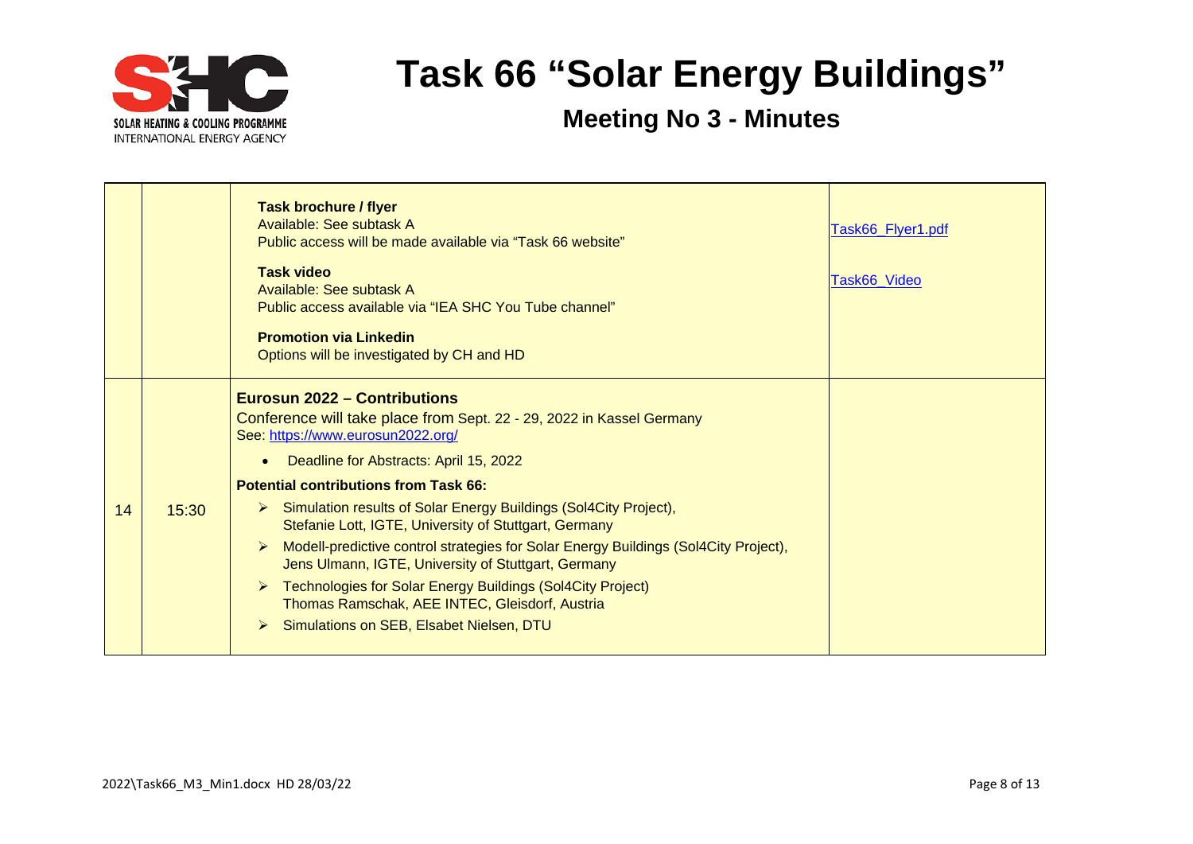# Task 66 "Solar Energy Buildings"

## Meeting No 3 - Minutes

| | | | |
|---|---|---|---|
| | | **Task brochure / flyer**<br>Available: See subtask A<br>Public access will be made available via "Task 66 website"<br><br>**Task video**<br>Available: See subtask A<br>Public access available via "IEA SHC You Tube channel"<br><br>**Promotion via Linkedin**<br>Options will be investigated by CH and HD | Task66_Flyer1.pdf<br><br>Task66_Video |
| 14 | 15:30 | **Eurosun 2022 – Contributions**<br>Conference will take place from Sept. 22 - 29, 2022 in Kassel Germany<br>See: https://www.eurosun2022.org/<br>• Deadline for Abstracts: April 15, 2022<br>**Potential contributions from Task 66:**<br>➢ Simulation results of Solar Energy Buildings (Sol4City Project), Stefanie Lott, IGTE, University of Stuttgart, Germany<br>➢ Modell-predictive control strategies for Solar Energy Buildings (Sol4City Project), Jens Ulmann, IGTE, University of Stuttgart, Germany<br>➢ Technologies for Solar Energy Buildings (Sol4City Project) Thomas Ramschak, AEE INTEC, Gleisdorf, Austria<br>➢ Simulations on SEB, Elsabet Nielsen, DTU | |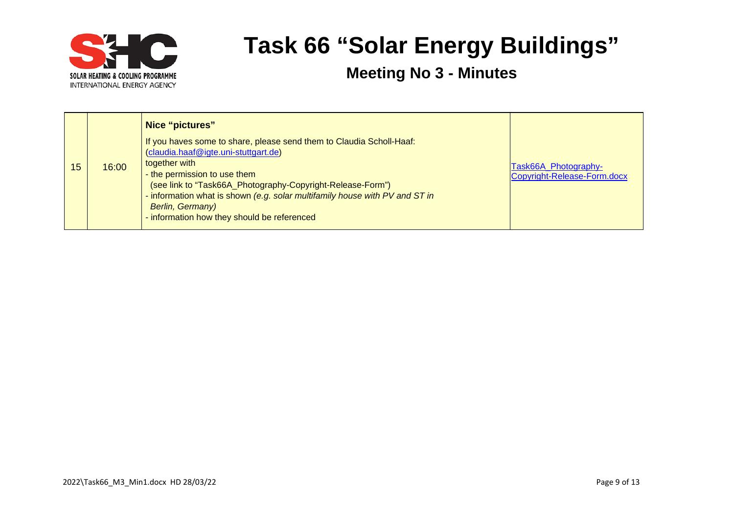# Task 66 "Solar Energy Buildings"

## Meeting No 3 - Minutes

| 15 | 16:00 | **Nice "pictures"**<br>If you haves some to share, please send them to Claudia Scholl-Haaf: (claudia.haaf@igte.uni-stuttgart.de)<br>together with<br>- the permission to use them<br>(see link to "Task66A_Photography-Copyright-Release-Form")<br>- information what is shown *(e.g. solar multifamily house with PV and ST in Berlin, Germany)*<br>- information how they should be referenced | Task66A_Photography-Copyright-Release-Form.docx |
|---|---|---|---|

2022\Task66_M3_Min1.docx HD 28/03/22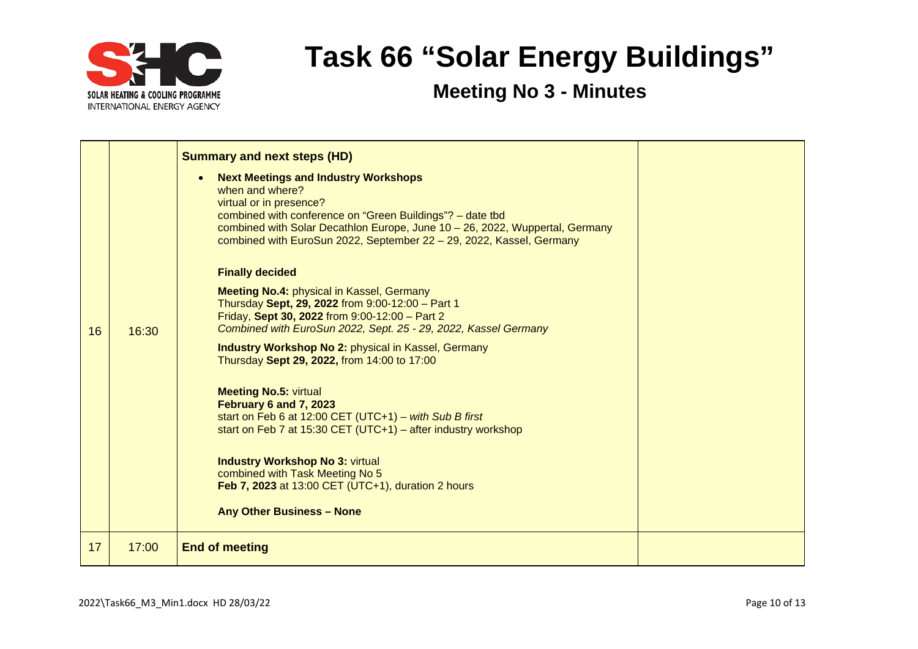# Task 66 "Solar Energy Buildings"

## Meeting No 3 - Minutes

| | | | |
|---|---|---|---|
| 16 | 16:30 | **Summary and next steps (HD)**<br><br>• **Next Meetings and Industry Workshops**<br>when and where?<br>virtual or in presence?<br>combined with conference on "Green Buildings"? – date tbd<br>combined with Solar Decathlon Europe, June 10 – 26, 2022, Wuppertal, Germany<br>combined with EuroSun 2022, September 22 – 29, 2022, Kassel, Germany<br><br>**Finally decided**<br><br>**Meeting No.4:** physical in Kassel, Germany<br>Thursday **Sept, 29, 2022** from 9:00-12:00 – Part 1<br>Friday, **Sept 30, 2022** from 9:00-12:00 – Part 2<br>*Combined with EuroSun 2022, Sept. 25 - 29, 2022, Kassel Germany*<br><br>**Industry Workshop No 2:** physical in Kassel, Germany<br>Thursday **Sept 29, 2022,** from 14:00 to 17:00<br><br>**Meeting No.5:** virtual<br>**February 6 and 7, 2023**<br>start on Feb 6 at 12:00 CET (UTC+1) – *with Sub B first*<br>start on Feb 7 at 15:30 CET (UTC+1) – after industry workshop<br><br>**Industry Workshop No 3:** virtual<br>combined with Task Meeting No 5<br>**Feb 7, 2023** at 13:00 CET (UTC+1), duration 2 hours<br><br>**Any Other Business – None** | |
| 17 | 17:00 | **End of meeting** | |

2022\Task66_M3_Min1.docx HD 28/03/22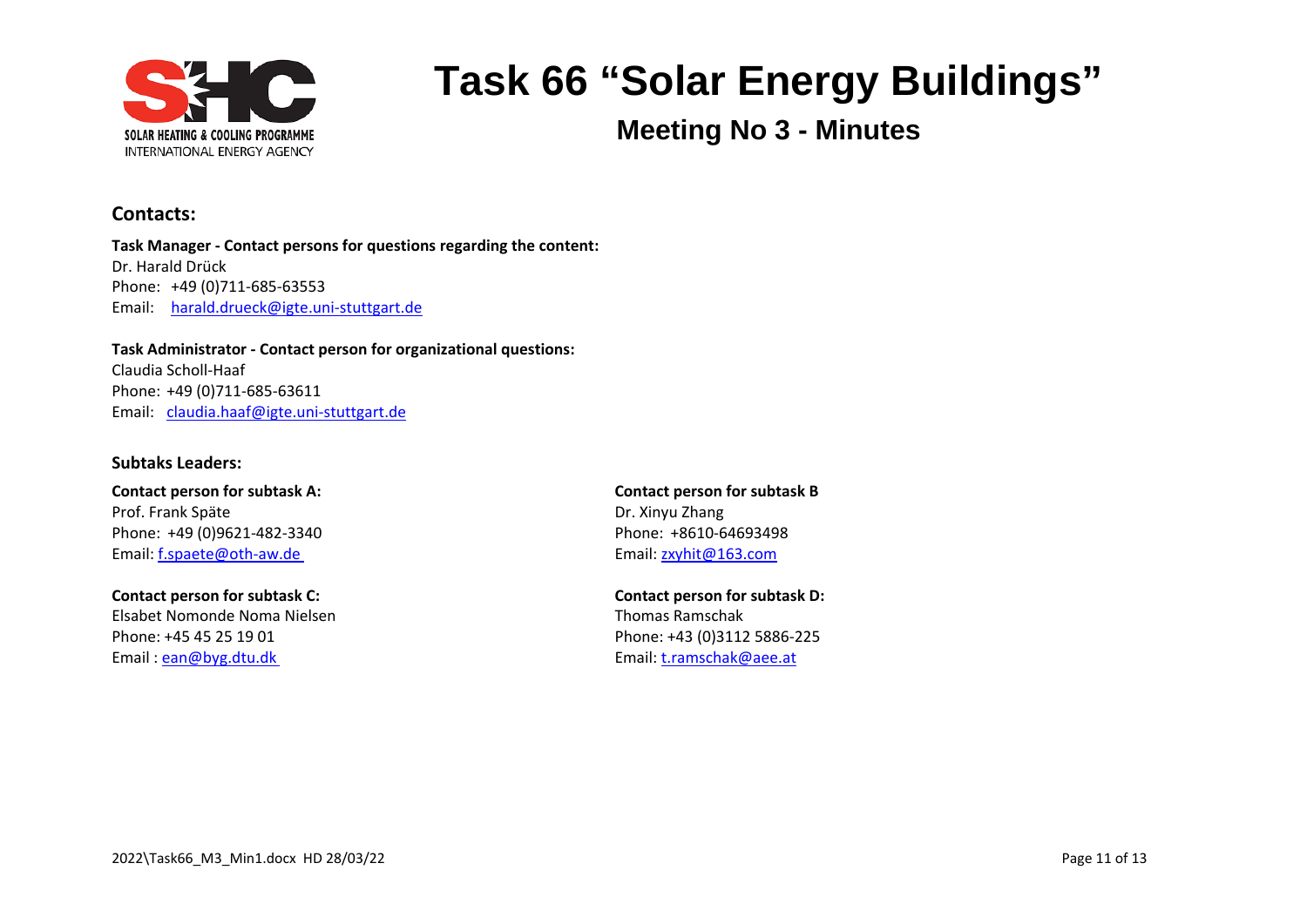# Task 66 "Solar Energy Buildings"

## Meeting No 3 - Minutes

### Contacts:

**Task Manager - Contact persons for questions regarding the content:**
Dr. Harald Drück
Phone: +49 (0)711-685-63553
Email: harald.drueck@igte.uni-stuttgart.de

**Task Administrator - Contact person for organizational questions:**
Claudia Scholl-Haaf
Phone: +49 (0)711-685-63611
Email: claudia.haaf@igte.uni-stuttgart.de

### Subtaks Leaders:

**Contact person for subtask A:**
Prof. Frank Späte
Phone: +49 (0)9621-482-3340
Email: f.spaete@oth-aw.de

**Contact person for subtask B**
Dr. Xinyu Zhang
Phone: +8610-64693498
Email: zxyhit@163.com

**Contact person for subtask C:**
Elsabet Nomonde Noma Nielsen
Phone: +45 45 25 19 01
Email : ean@byg.dtu.dk

**Contact person for subtask D:**
Thomas Ramschak
Phone: +43 (0)3112 5886-225
Email: t.ramschak@aee.at

2022\Task66_M3_Min1.docx HD 28/03/22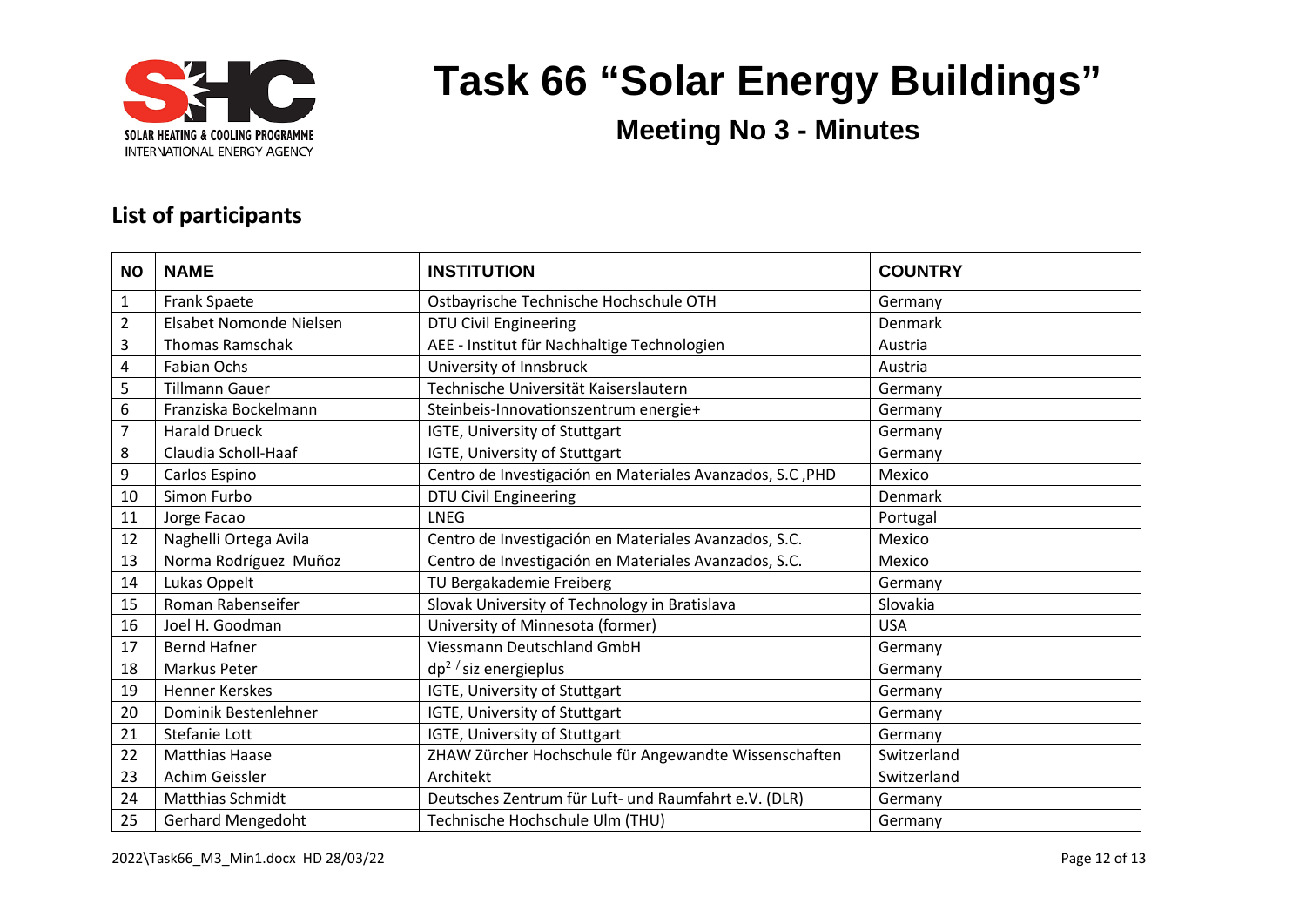# Task 66 "Solar Energy Buildings"

## Meeting No 3 - Minutes

### List of participants

| NO | NAME | INSTITUTION | COUNTRY |
|---|---|---|---|
| 1 | Frank Spaete | Ostbayrische Technische Hochschule OTH | Germany |
| 2 | Elsabet Nomonde Nielsen | DTU Civil Engineering | Denmark |
| 3 | Thomas Ramschak | AEE - Institut für Nachhaltige Technologien | Austria |
| 4 | Fabian Ochs | University of Innsbruck | Austria |
| 5 | Tillmann Gauer | Technische Universität Kaiserslautern | Germany |
| 6 | Franziska Bockelmann | Steinbeis-Innovationszentrum energie+ | Germany |
| 7 | Harald Drueck | IGTE, University of Stuttgart | Germany |
| 8 | Claudia Scholl-Haaf | IGTE, University of Stuttgart | Germany |
| 9 | Carlos Espino | Centro de Investigación en Materiales Avanzados, S.C ,PHD | Mexico |
| 10 | Simon Furbo | DTU Civil Engineering | Denmark |
| 11 | Jorge Facao | LNEG | Portugal |
| 12 | Naghelli Ortega Avila | Centro de Investigación en Materiales Avanzados, S.C. | Mexico |
| 13 | Norma Rodríguez Muñoz | Centro de Investigación en Materiales Avanzados, S.C. | Mexico |
| 14 | Lukas Oppelt | TU Bergakademie Freiberg | Germany |
| 15 | Roman Rabenseifer | Slovak University of Technology in Bratislava | Slovakia |
| 16 | Joel H. Goodman | University of Minnesota (former) | USA |
| 17 | Bernd Hafner | Viessmann Deutschland GmbH | Germany |
| 18 | Markus Peter | $dp^{2}$ / siz energieplus | Germany |
| 19 | Henner Kerskes | IGTE, University of Stuttgart | Germany |
| 20 | Dominik Bestenlehner | IGTE, University of Stuttgart | Germany |
| 21 | Stefanie Lott | IGTE, University of Stuttgart | Germany |
| 22 | Matthias Haase | ZHAW Zürcher Hochschule für Angewandte Wissenschaften | Switzerland |
| 23 | Achim Geissler | Architekt | Switzerland |
| 24 | Matthias Schmidt | Deutsches Zentrum für Luft- und Raumfahrt e.V. (DLR) | Germany |
| 25 | Gerhard Mengedoht | Technische Hochschule Ulm (THU) | Germany |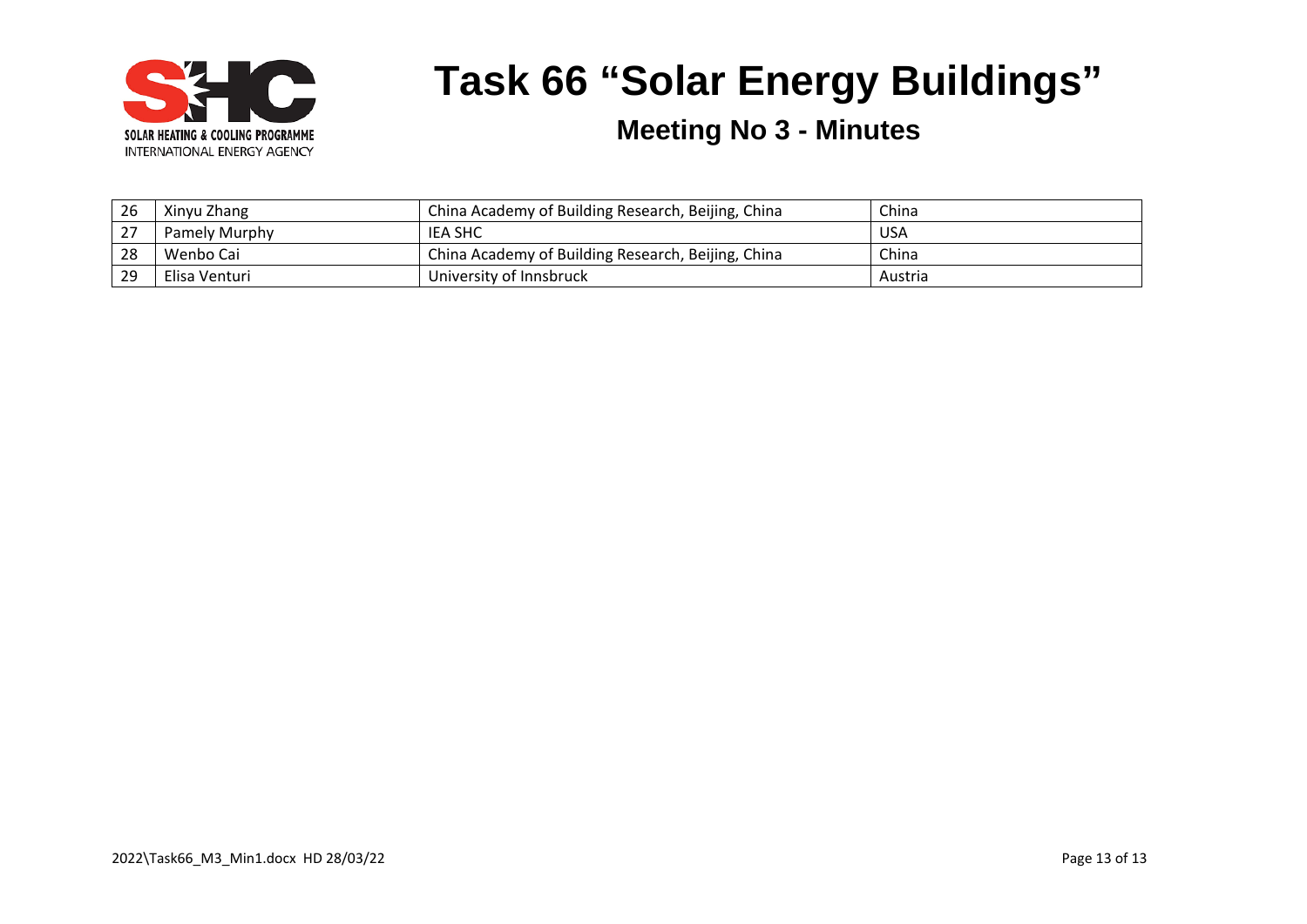| | | | |
|---|---|---|---|
| 26 | Xinyu Zhang | China Academy of Building Research, Beijing, China | China |
| 27 | Pamely Murphy | IEA SHC | USA |
| 28 | Wenbo Cai | China Academy of Building Research, Beijing, China | China |
| 29 | Elisa Venturi | University of Innsbruck | Austria |